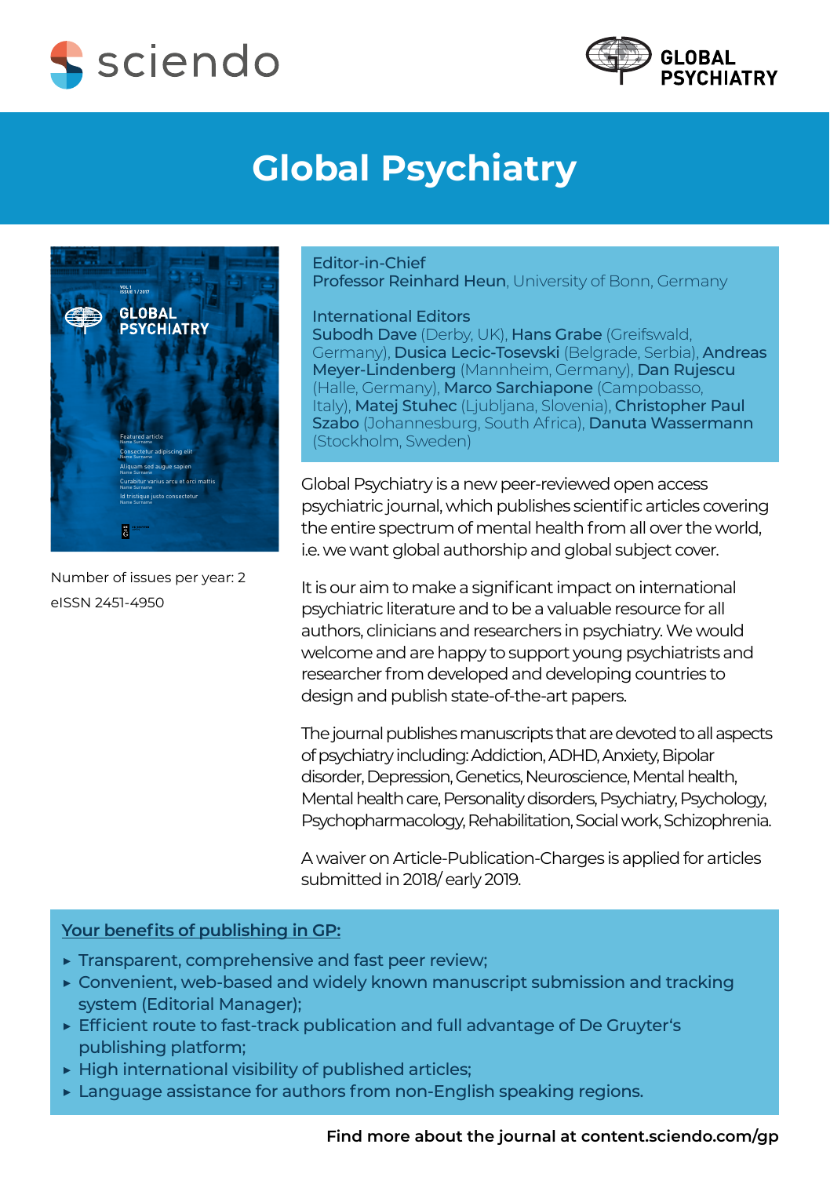sciendo

GLOBAL PSYCHIATRY

# Global Psychiatry

Number of issues per year: 2

eISSN 2451-4950

Editor-in-Chief
**Professor Reinhard Heun**, University of Bonn, Germany

International Editors
**Subodh Dave** (Derby, UK), **Hans Grabe** (Greifswald, Germany), **Dusica Lecic-Tosevski** (Belgrade, Serbia), **Andreas Meyer-Lindenberg** (Mannheim, Germany), **Dan Rujescu** (Halle, Germany), **Marco Sarchiapone** (Campobasso, Italy), **Matej Stuhec** (Ljubljana, Slovenia), **Christopher Paul Szabo** (Johannesburg, South Africa), **Danuta Wassermann** (Stockholm, Sweden)

Global Psychiatry is a new peer-reviewed open access psychiatric journal, which publishes scientific articles covering the entire spectrum of mental health from all over the world, i.e. we want global authorship and global subject cover.

It is our aim to make a significant impact on international psychiatric literature and to be a valuable resource for all authors, clinicians and researchers in psychiatry. We would welcome and are happy to support young psychiatrists and researcher from developed and developing countries to design and publish state-of-the-art papers.

The journal publishes manuscripts that are devoted to all aspects of psychiatry including: Addiction, ADHD, Anxiety, Bipolar disorder, Depression, Genetics, Neuroscience, Mental health, Mental health care, Personality disorders, Psychiatry, Psychology, Psychopharmacology, Rehabilitation, Social work, Schizophrenia.

A waiver on Article-Publication-Charges is applied for articles submitted in 2018/ early 2019.

## Your benefits of publishing in GP:

- Transparent, comprehensive and fast peer review;
- Convenient, web-based and widely known manuscript submission and tracking system (Editorial Manager);
- Efficient route to fast-track publication and full advantage of De Gruyter's publishing platform;
- High international visibility of published articles;
- Language assistance for authors from non-English speaking regions.

**Find more about the journal at content.sciendo.com/gp**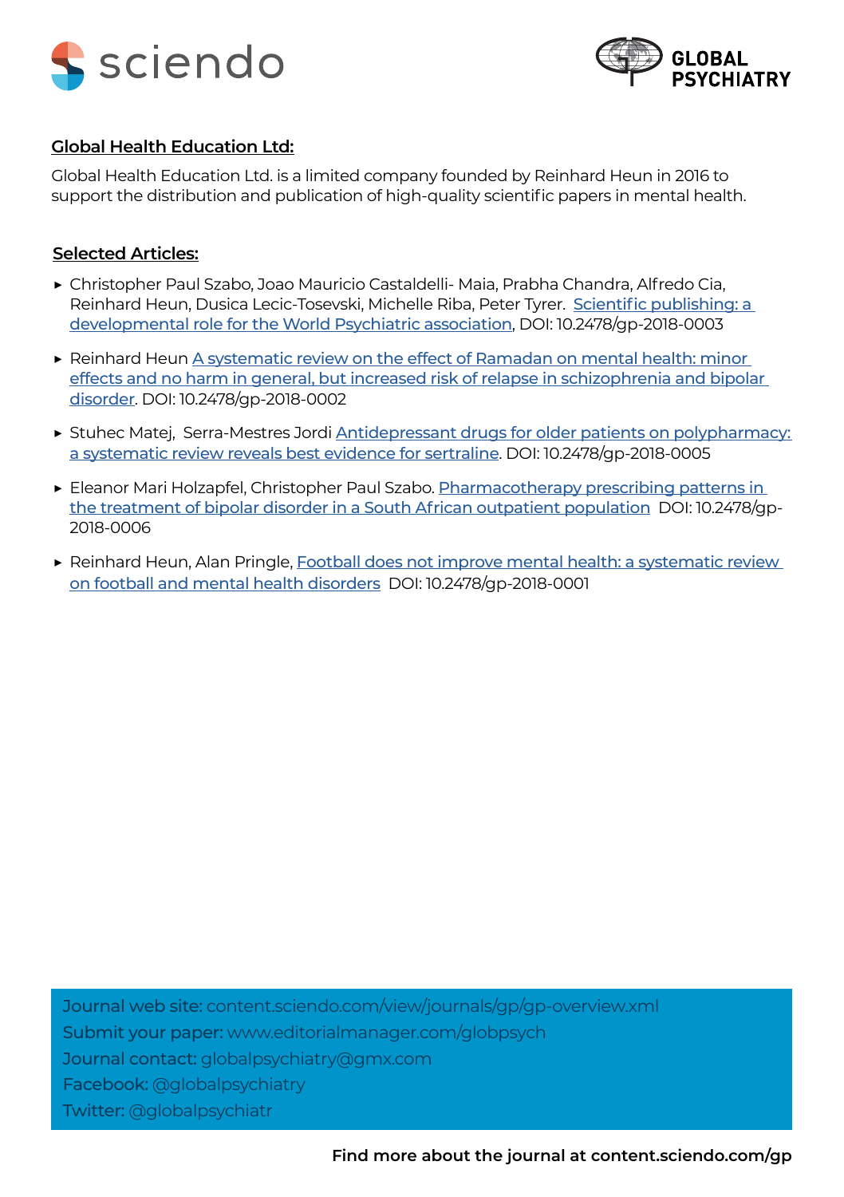sciendo

GLOBAL PSYCHIATRY

## Global Health Education Ltd:

Global Health Education Ltd. is a limited company founded by Reinhard Heun in 2016 to support the distribution and publication of high-quality scientific papers in mental health.

## Selected Articles:

- Christopher Paul Szabo, Joao Mauricio Castaldelli- Maia, Prabha Chandra, Alfredo Cia, Reinhard Heun, Dusica Lecic-Tosevski, Michelle Riba, Peter Tyrer. Scientific publishing: a developmental role for the World Psychiatric association, DOI: 10.2478/gp-2018-0003
- Reinhard Heun A systematic review on the effect of Ramadan on mental health: minor effects and no harm in general, but increased risk of relapse in schizophrenia and bipolar disorder. DOI: 10.2478/gp-2018-0002
- Stuhec Matej, Serra-Mestres Jordi Antidepressant drugs for older patients on polypharmacy: a systematic review reveals best evidence for sertraline. DOI: 10.2478/gp-2018-0005
- Eleanor Mari Holzapfel, Christopher Paul Szabo. Pharmacotherapy prescribing patterns in the treatment of bipolar disorder in a South African outpatient population DOI: 10.2478/gp-2018-0006
- Reinhard Heun, Alan Pringle, Football does not improve mental health: a systematic review on football and mental health disorders DOI: 10.2478/gp-2018-0001

**Journal web site:** content.sciendo.com/view/journals/gp/gp-overview.xml
**Submit your paper:** www.editorialmanager.com/globpsych
**Journal contact:** globalpsychiatry@gmx.com
**Facebook:** @globalpsychiatry
**Twitter:** @globalpsychiatr

**Find more about the journal at content.sciendo.com/gp**